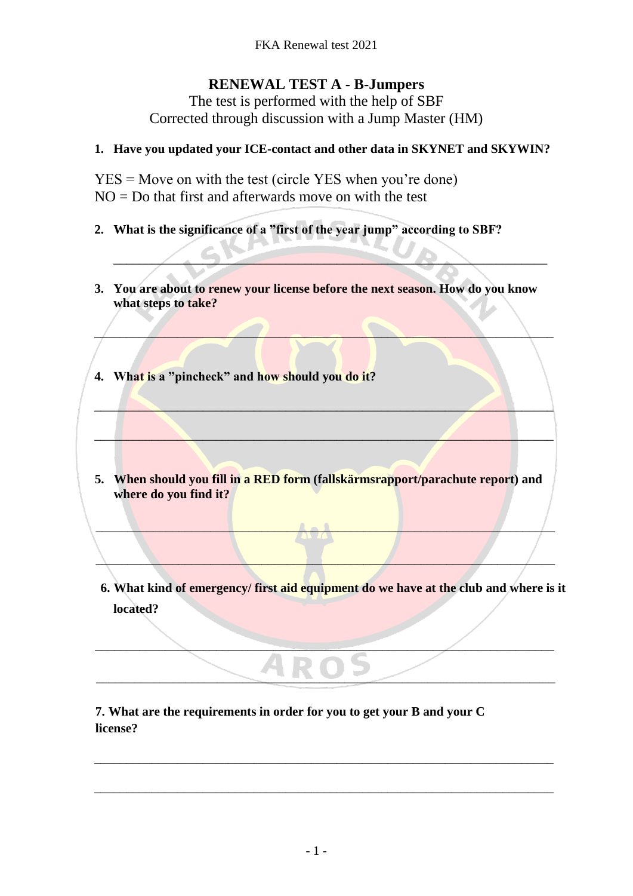# RENEWAL TEST A - B-Jumpers

The test is performed with the help of SBF
Corrected through discussion with a Jump Master (HM)

**1. Have you updated your ICE-contact and other data in SKYNET and SKYWIN?**

YES = Move on with the test (circle YES when you're done)
NO = Do that first and afterwards move on with the test

**2. What is the significance of a "first of the year jump" according to SBF?**

_______________________________________________________________

**3. You are about to renew your license before the next season. How do you know what steps to take?**

_______________________________________________________________

**4. What is a "pincheck" and how should you do it?**

_______________________________________________________________

_______________________________________________________________

**5. When should you fill in a RED form (fallskärmsrapport/parachute report) and where do you find it?**

_______________________________________________________________

_______________________________________________________________

**6. What kind of emergency/ first aid equipment do we have at the club and where is it located?**

_______________________________________________________________

_______________________________________________________________

**7. What are the requirements in order for you to get your B and your C license?**

_______________________________________________________________

_______________________________________________________________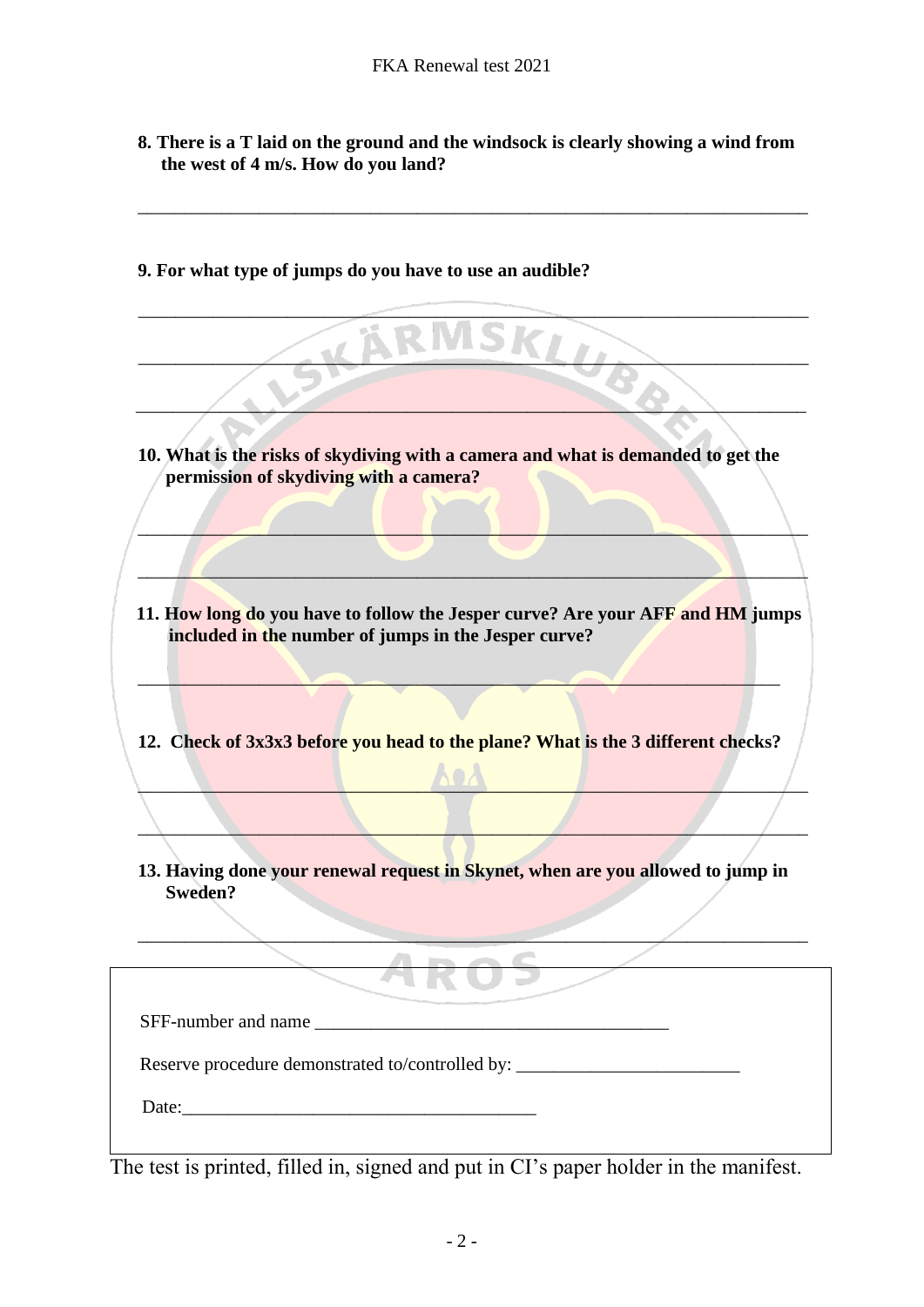**8. There is a T laid on the ground and the windsock is clearly showing a wind from the west of 4 m/s. How do you land?**

___________________________________________________________________________

**9. For what type of jumps do you have to use an audible?**

___________________________________________________________________________

___________________________________________________________________________

___________________________________________________________________________

**10. What is the risks of skydiving with a camera and what is demanded to get the permission of skydiving with a camera?**

___________________________________________________________________________

___________________________________________________________________________

**11. How long do you have to follow the Jesper curve? Are your AFF and HM jumps included in the number of jumps in the Jesper curve?**

___________________________________________________________________________

**12. Check of 3x3x3 before you head to the plane? What is the 3 different checks?**

___________________________________________________________________________

___________________________________________________________________________

**13. Having done your renewal request in Skynet, when are you allowed to jump in Sweden?**

___________________________________________________________________________

SFF-number and name ________________________________________

Reserve procedure demonstrated to/controlled by: ________________________

Date:_______________________________________

The test is printed, filled in, signed and put in CI's paper holder in the manifest.